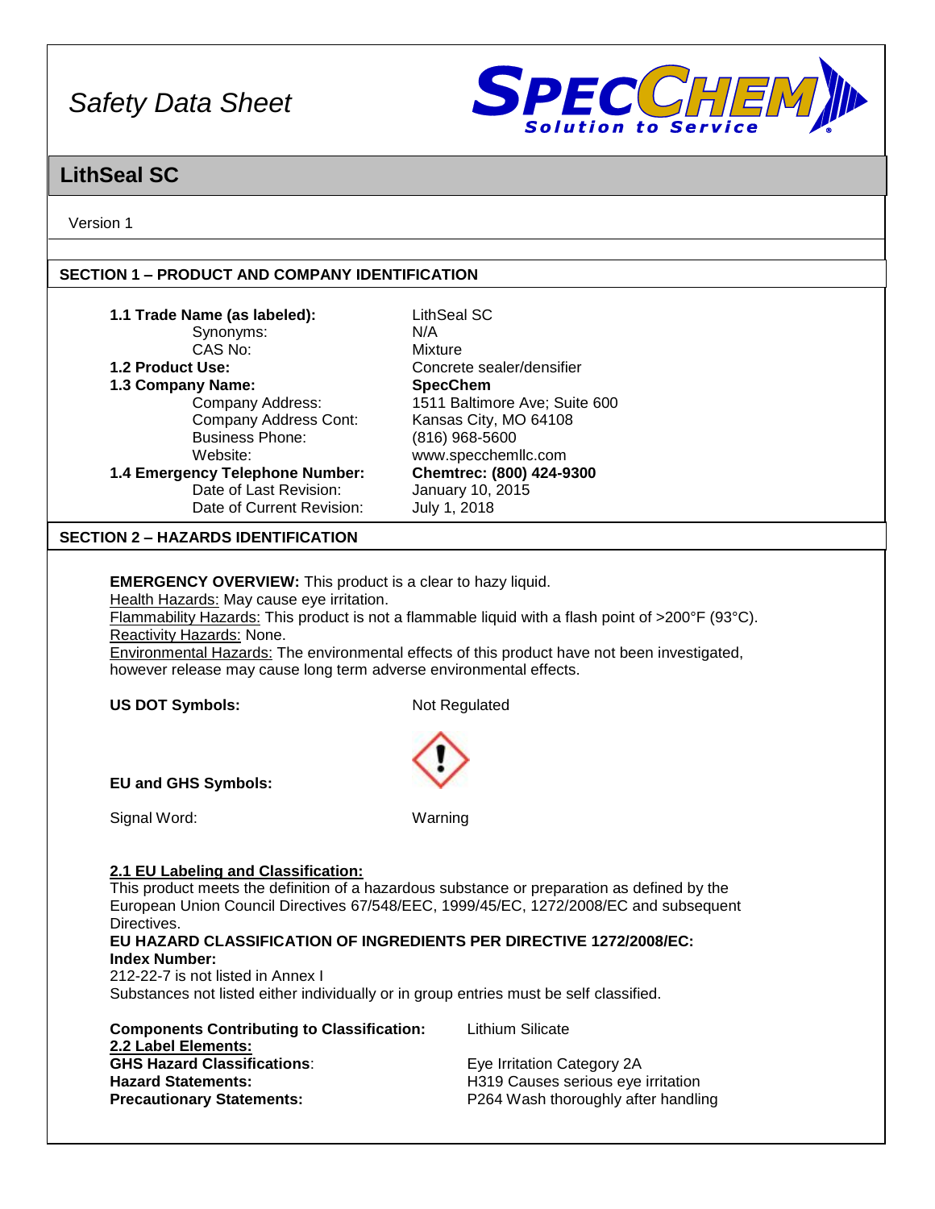# Safety Data Sheet

## LithSeal SC

Version 1

## SECTION 1 – PRODUCT AND COMPANY IDENTIFICATION

| | |
|---|---|
| **1.1 Trade Name (as labeled):** | LithSeal SC |
| Synonyms: | N/A |
| CAS No: | Mixture |
| **1.2 Product Use:** | Concrete sealer/densifier |
| **1.3 Company Name:** | **SpecChem** |
| Company Address: | 1511 Baltimore Ave; Suite 600 |
| Company Address Cont: | Kansas City, MO 64108 |
| Business Phone: | (816) 968-5600 |
| Website: | www.specchemllc.com |
| **1.4 Emergency Telephone Number:** | **Chemtrec: (800) 424-9300** |
| Date of Last Revision: | January 10, 2015 |
| Date of Current Revision: | July 1, 2018 |

## SECTION 2 – HAZARDS IDENTIFICATION

**EMERGENCY OVERVIEW:** This product is a clear to hazy liquid.
Health Hazards: May cause eye irritation.
Flammability Hazards: This product is not a flammable liquid with a flash point of >200°F (93°C).
Reactivity Hazards: None.
Environmental Hazards: The environmental effects of this product have not been investigated, however release may cause long term adverse environmental effects.

**US DOT Symbols:** Not Regulated

**EU and GHS Symbols:**

Signal Word: Warning

**2.1 EU Labeling and Classification:**
This product meets the definition of a hazardous substance or preparation as defined by the European Union Council Directives 67/548/EEC, 1999/45/EC, 1272/2008/EC and subsequent Directives.
**EU HAZARD CLASSIFICATION OF INGREDIENTS PER DIRECTIVE 1272/2008/EC:**
**Index Number:**
212-22-7 is not listed in Annex I
Substances not listed either individually or in group entries must be self classified.

| | |
|---|---|
| **Components Contributing to Classification:** | Lithium Silicate |
| **2.2 Label Elements:** | |
| **GHS Hazard Classifications**: | Eye Irritation Category 2A |
| **Hazard Statements:** | H319 Causes serious eye irritation |
| **Precautionary Statements:** | P264 Wash thoroughly after handling |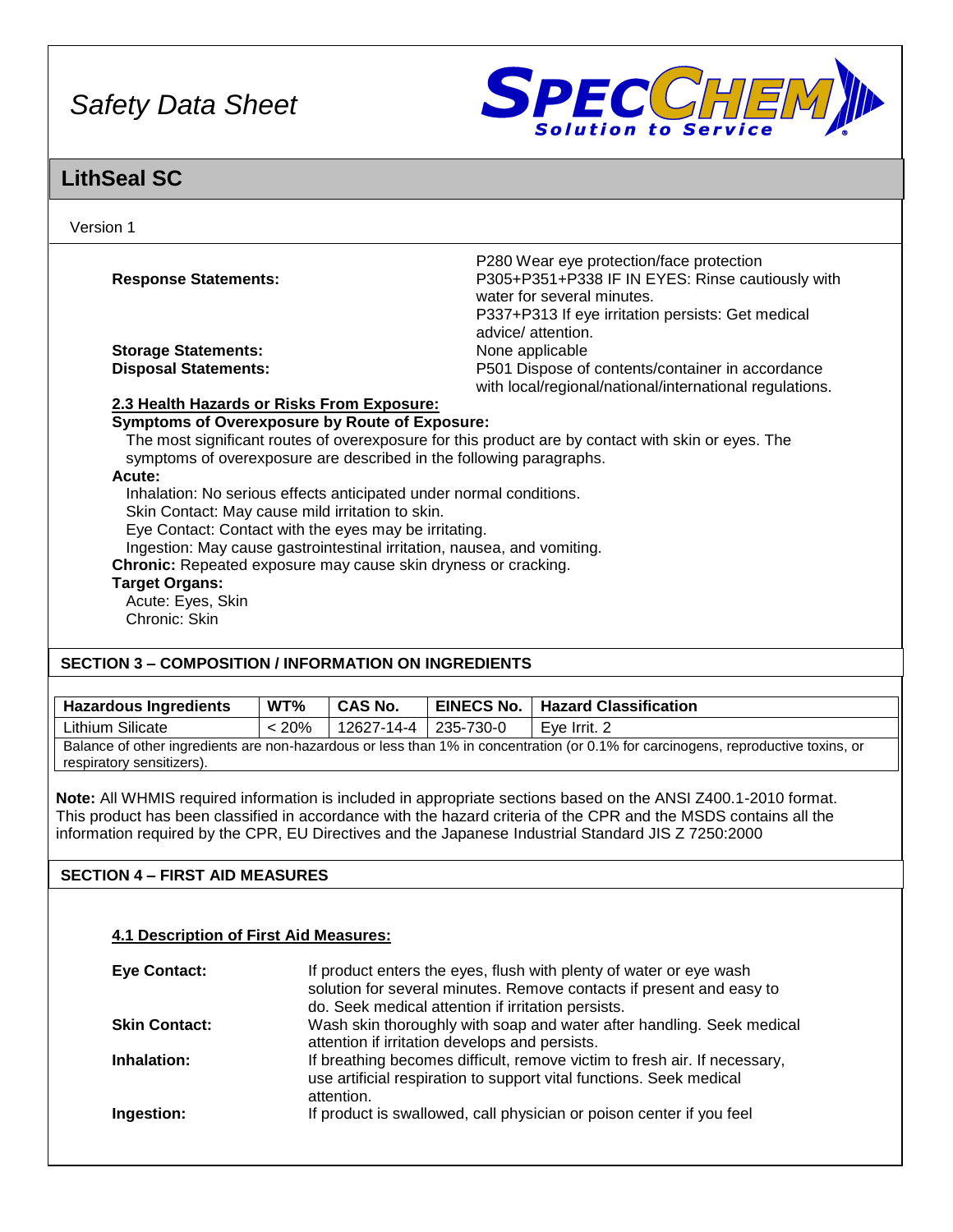**Response Statements:**

P280 Wear eye protection/face protection
P305+P351+P338 IF IN EYES: Rinse cautiously with water for several minutes.
P337+P313 If eye irritation persists: Get medical advice/ attention.

**Storage Statements:** None applicable

**Disposal Statements:** P501 Dispose of contents/container in accordance with local/regional/national/international regulations.

**2.3 Health Hazards or Risks From Exposure:**

**Symptoms of Overexposure by Route of Exposure:**

The most significant routes of overexposure for this product are by contact with skin or eyes. The symptoms of overexposure are described in the following paragraphs.

**Acute:**

Inhalation: No serious effects anticipated under normal conditions.
Skin Contact: May cause mild irritation to skin.
Eye Contact: Contact with the eyes may be irritating.
Ingestion: May cause gastrointestinal irritation, nausea, and vomiting.

**Chronic:** Repeated exposure may cause skin dryness or cracking.

**Target Organs:**

Acute: Eyes, Skin
Chronic: Skin

## SECTION 3 – COMPOSITION / INFORMATION ON INGREDIENTS

| Hazardous Ingredients | WT% | CAS No. | EINECS No. | Hazard Classification |
|---|---|---|---|---|
| Lithium Silicate | < 20% | 12627-14-4 | 235-730-0 | Eye Irrit. 2 |
| Balance of other ingredients are non-hazardous or less than 1% in concentration (or 0.1% for carcinogens, reproductive toxins, or respiratory sensitizers). | | | | |

**Note:** All WHMIS required information is included in appropriate sections based on the ANSI Z400.1-2010 format. This product has been classified in accordance with the hazard criteria of the CPR and the MSDS contains all the information required by the CPR, EU Directives and the Japanese Industrial Standard JIS Z 7250:2000

## SECTION 4 – FIRST AID MEASURES

**4.1 Description of First Aid Measures:**

**Eye Contact:** If product enters the eyes, flush with plenty of water or eye wash solution for several minutes. Remove contacts if present and easy to do. Seek medical attention if irritation persists.

**Skin Contact:** Wash skin thoroughly with soap and water after handling. Seek medical attention if irritation develops and persists.

**Inhalation:** If breathing becomes difficult, remove victim to fresh air. If necessary, use artificial respiration to support vital functions. Seek medical attention.

**Ingestion:** If product is swallowed, call physician or poison center if you feel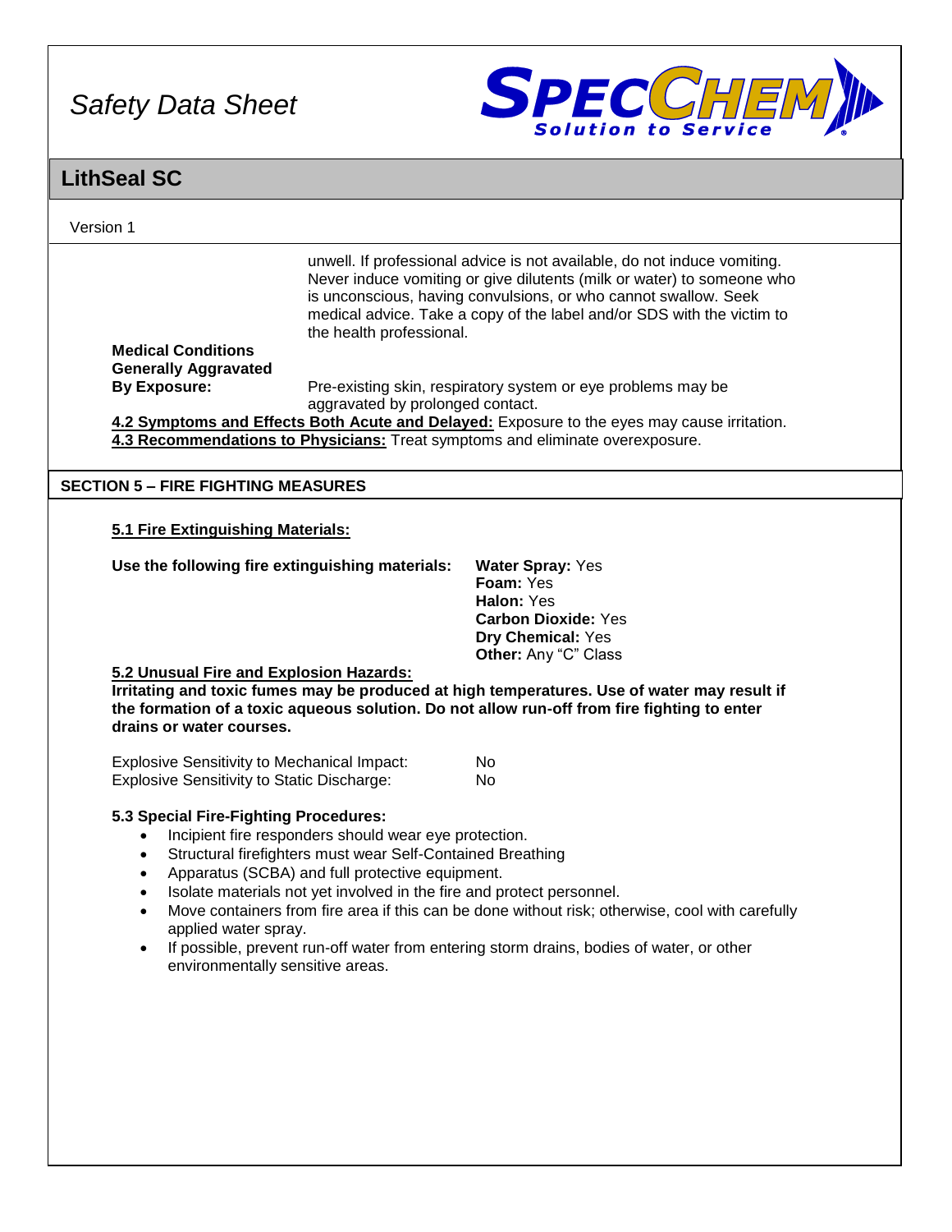unwell. If professional advice is not available, do not induce vomiting. Never induce vomiting or give dilutents (milk or water) to someone who is unconscious, having convulsions, or who cannot swallow. Seek medical advice. Take a copy of the label and/or SDS with the victim to the health professional.

**Medical Conditions Generally Aggravated By Exposure:** Pre-existing skin, respiratory system or eye problems may be aggravated by prolonged contact.

**4.2 Symptoms and Effects Both Acute and Delayed:** Exposure to the eyes may cause irritation.

**4.3 Recommendations to Physicians:** Treat symptoms and eliminate overexposure.

## SECTION 5 – FIRE FIGHTING MEASURES

### 5.1 Fire Extinguishing Materials:

**Use the following fire extinguishing materials:**

- **Water Spray:** Yes
- **Foam:** Yes
- **Halon:** Yes
- **Carbon Dioxide:** Yes
- **Dry Chemical:** Yes
- **Other:** Any "C" Class

### 5.2 Unusual Fire and Explosion Hazards:

**Irritating and toxic fumes may be produced at high temperatures. Use of water may result if the formation of a toxic aqueous solution. Do not allow run-off from fire fighting to enter drains or water courses.**

| | |
|---|---|
| Explosive Sensitivity to Mechanical Impact: | No |
| Explosive Sensitivity to Static Discharge: | No |

### 5.3 Special Fire-Fighting Procedures:

- Incipient fire responders should wear eye protection.
- Structural firefighters must wear Self-Contained Breathing
- Apparatus (SCBA) and full protective equipment.
- Isolate materials not yet involved in the fire and protect personnel.
- Move containers from fire area if this can be done without risk; otherwise, cool with carefully applied water spray.
- If possible, prevent run-off water from entering storm drains, bodies of water, or other environmentally sensitive areas.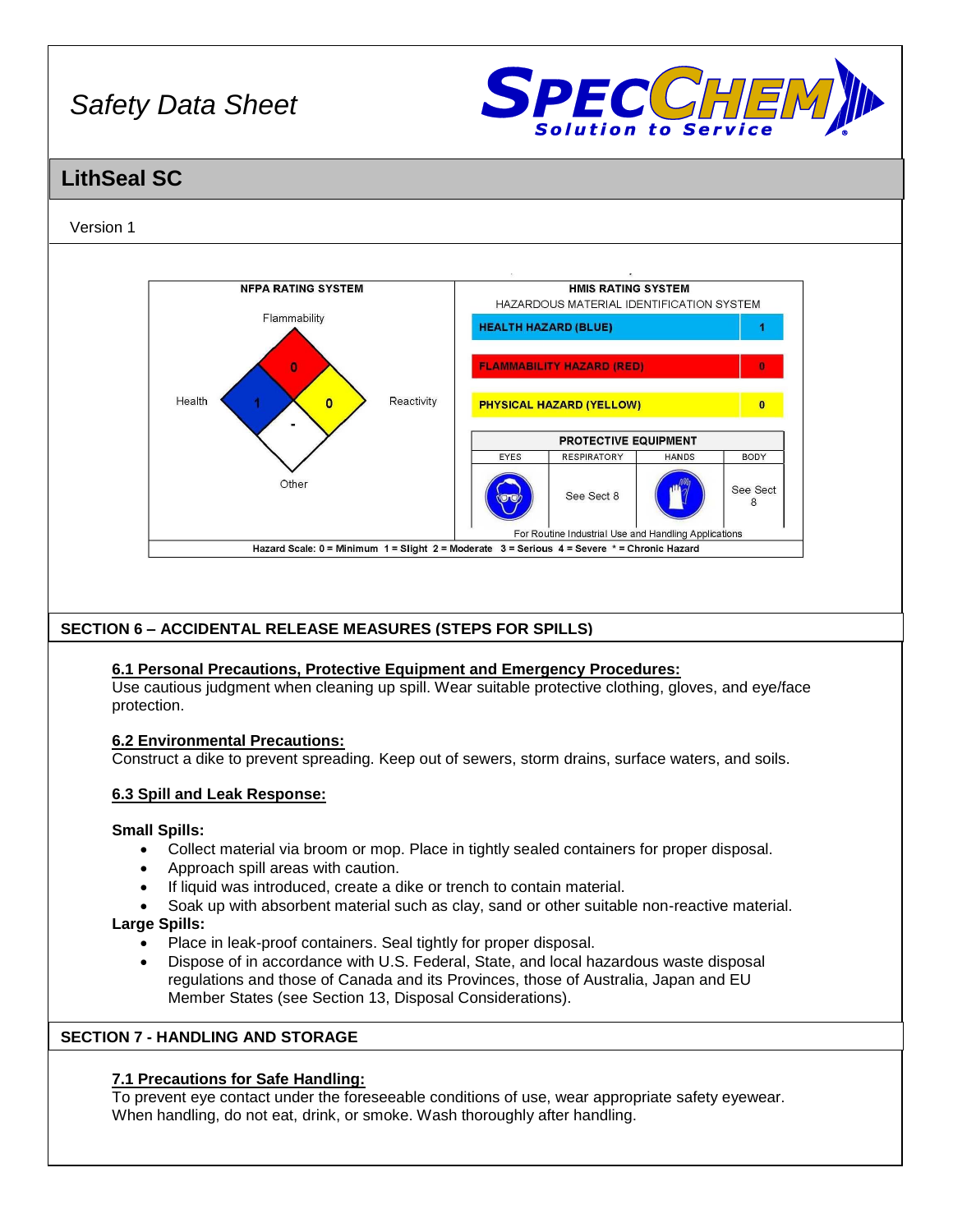Safety Data Sheet

SPECCHEM Solution to Service

# LithSeal SC

Version 1

| NFPA RATING SYSTEM | |
|---|---|
| Flammability | 0 |
| Health | 1 |
| Reactivity | 0 |
| Other | - |

| HMIS RATING SYSTEM<br>HAZARDOUS MATERIAL IDENTIFICATION SYSTEM | |
|---|---|
| HEALTH HAZARD (BLUE) | 1 |
| FLAMMABILITY HAZARD (RED) | 0 |
| PHYSICAL HAZARD (YELLOW) | 0 |

| PROTECTIVE EQUIPMENT | | | |
|---|---|---|---|
| EYES | RESPIRATORY | HANDS | BODY |
| | See Sect 8 | | See Sect 8 |

For Routine Industrial Use and Handling Applications

Hazard Scale: 0 = Minimum 1 = Slight 2 = Moderate 3 = Serious 4 = Severe * = Chronic Hazard

## SECTION 6 – ACCIDENTAL RELEASE MEASURES (STEPS FOR SPILLS)

### 6.1 Personal Precautions, Protective Equipment and Emergency Procedures:

Use cautious judgment when cleaning up spill. Wear suitable protective clothing, gloves, and eye/face protection.

### 6.2 Environmental Precautions:

Construct a dike to prevent spreading. Keep out of sewers, storm drains, surface waters, and soils.

### 6.3 Spill and Leak Response:

**Small Spills:**

- Collect material via broom or mop. Place in tightly sealed containers for proper disposal.
- Approach spill areas with caution.
- If liquid was introduced, create a dike or trench to contain material.
- Soak up with absorbent material such as clay, sand or other suitable non-reactive material.

**Large Spills:**

- Place in leak-proof containers. Seal tightly for proper disposal.
- Dispose of in accordance with U.S. Federal, State, and local hazardous waste disposal regulations and those of Canada and its Provinces, those of Australia, Japan and EU Member States (see Section 13, Disposal Considerations).

## SECTION 7 - HANDLING AND STORAGE

### 7.1 Precautions for Safe Handling:

To prevent eye contact under the foreseeable conditions of use, wear appropriate safety eyewear. When handling, do not eat, drink, or smoke. Wash thoroughly after handling.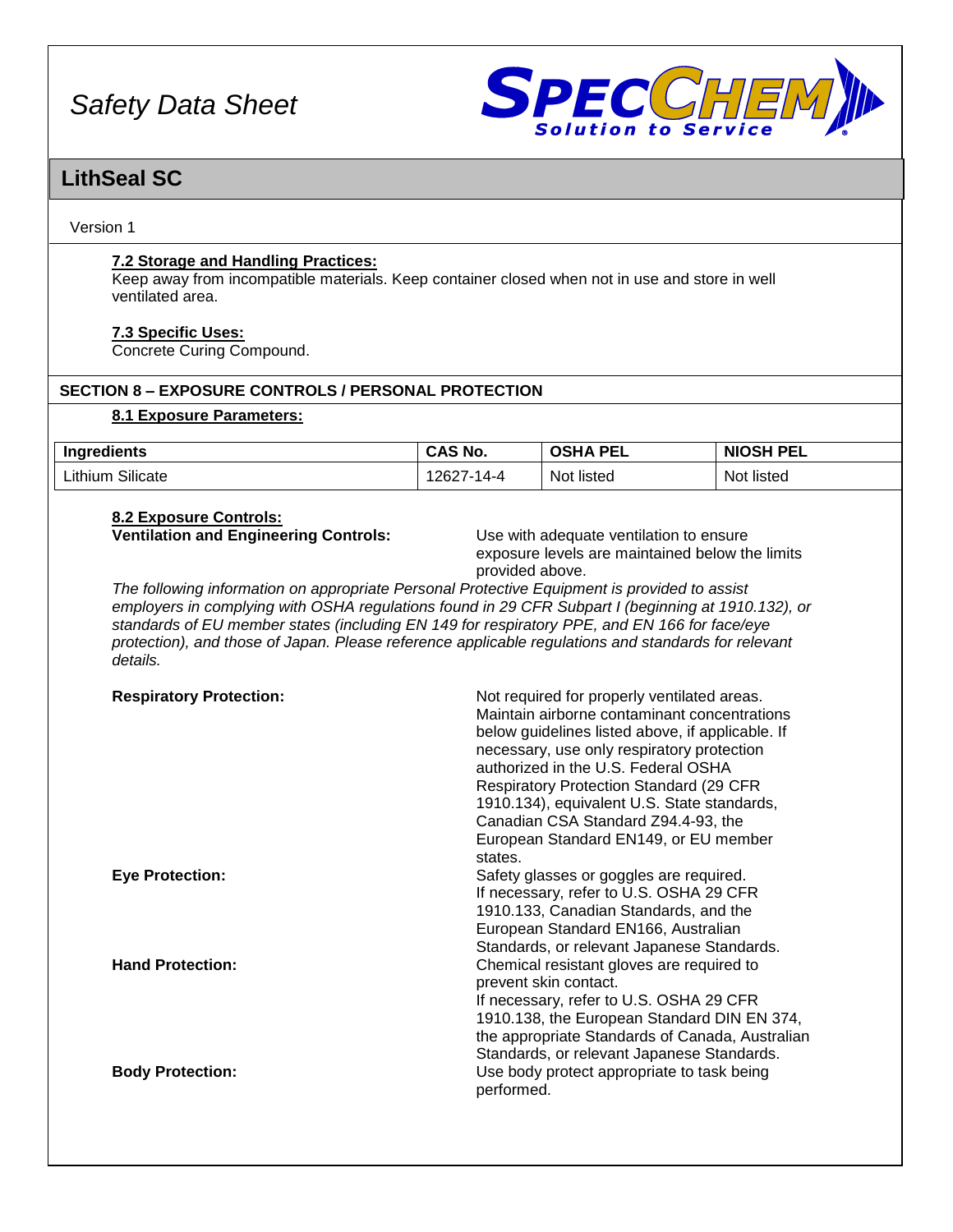# LithSeal SC

Version 1

**7.2 Storage and Handling Practices:**
Keep away from incompatible materials. Keep container closed when not in use and store in well ventilated area.

**7.3 Specific Uses:**
Concrete Curing Compound.

## SECTION 8 – EXPOSURE CONTROLS / PERSONAL PROTECTION

**8.1 Exposure Parameters:**

| Ingredients | CAS No. | OSHA PEL | NIOSH PEL |
|---|---|---|---|
| Lithium Silicate | 12627-14-4 | Not listed | Not listed |

**8.2 Exposure Controls:**

**Ventilation and Engineering Controls:** Use with adequate ventilation to ensure exposure levels are maintained below the limits provided above.

*The following information on appropriate Personal Protective Equipment is provided to assist employers in complying with OSHA regulations found in 29 CFR Subpart I (beginning at 1910.132), or standards of EU member states (including EN 149 for respiratory PPE, and EN 166 for face/eye protection), and those of Japan. Please reference applicable regulations and standards for relevant details.*

**Respiratory Protection:** Not required for properly ventilated areas. Maintain airborne contaminant concentrations below guidelines listed above, if applicable. If necessary, use only respiratory protection authorized in the U.S. Federal OSHA Respiratory Protection Standard (29 CFR 1910.134), equivalent U.S. State standards, Canadian CSA Standard Z94.4-93, the European Standard EN149, or EU member states.

**Eye Protection:** Safety glasses or goggles are required. If necessary, refer to U.S. OSHA 29 CFR 1910.133, Canadian Standards, and the European Standard EN166, Australian Standards, or relevant Japanese Standards.

**Hand Protection:** Chemical resistant gloves are required to prevent skin contact. If necessary, refer to U.S. OSHA 29 CFR 1910.138, the European Standard DIN EN 374, the appropriate Standards of Canada, Australian Standards, or relevant Japanese Standards.

**Body Protection:** Use body protect appropriate to task being performed.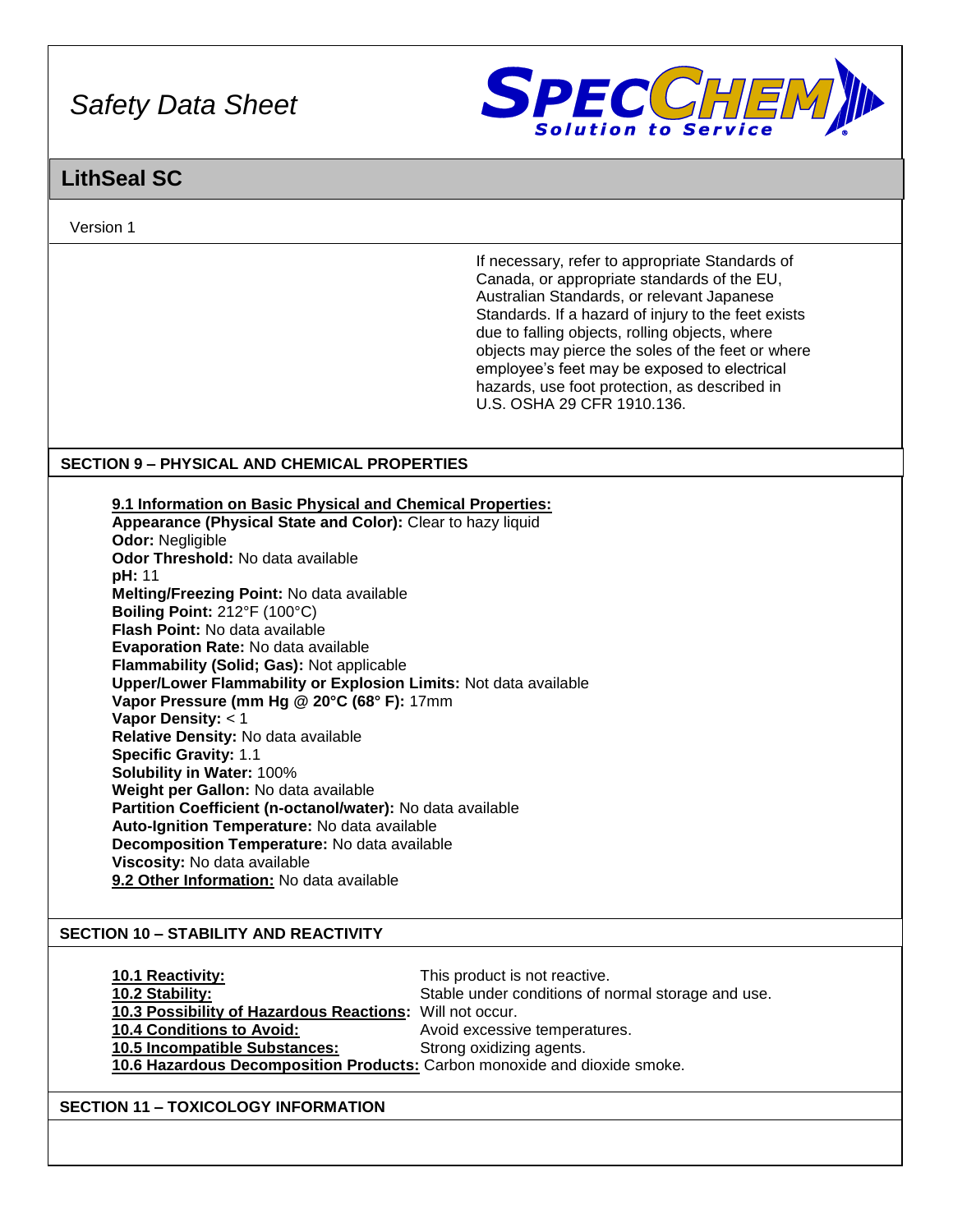If necessary, refer to appropriate Standards of Canada, or appropriate standards of the EU, Australian Standards, or relevant Japanese Standards. If a hazard of injury to the feet exists due to falling objects, rolling objects, where objects may pierce the soles of the feet or where employee's feet may be exposed to electrical hazards, use foot protection, as described in U.S. OSHA 29 CFR 1910.136.

## SECTION 9 – PHYSICAL AND CHEMICAL PROPERTIES

**9.1 Information on Basic Physical and Chemical Properties:**

**Appearance (Physical State and Color):** Clear to hazy liquid
**Odor:** Negligible
**Odor Threshold:** No data available
**pH:** 11
**Melting/Freezing Point:** No data available
**Boiling Point:** 212°F (100°C)
**Flash Point:** No data available
**Evaporation Rate:** No data available
**Flammability (Solid; Gas):** Not applicable
**Upper/Lower Flammability or Explosion Limits:** Not data available
**Vapor Pressure (mm Hg @ 20°C (68° F):** 17mm
**Vapor Density:** < 1
**Relative Density:** No data available
**Specific Gravity:** 1.1
**Solubility in Water:** 100%
**Weight per Gallon:** No data available
**Partition Coefficient (n-octanol/water):** No data available
**Auto-Ignition Temperature:** No data available
**Decomposition Temperature:** No data available
**Viscosity:** No data available
**9.2 Other Information:** No data available

## SECTION 10 – STABILITY AND REACTIVITY

**10.1 Reactivity:** This product is not reactive.
**10.2 Stability:** Stable under conditions of normal storage and use.
**10.3 Possibility of Hazardous Reactions:** Will not occur.
**10.4 Conditions to Avoid:** Avoid excessive temperatures.
**10.5 Incompatible Substances:** Strong oxidizing agents.
**10.6 Hazardous Decomposition Products:** Carbon monoxide and dioxide smoke.

## SECTION 11 – TOXICOLOGY INFORMATION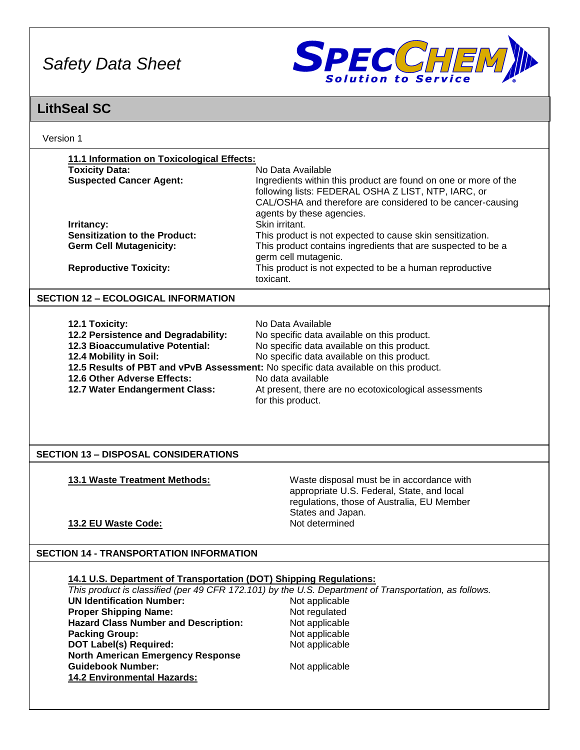**11.1 Information on Toxicological Effects:**

| | |
|---|---|
| **Toxicity Data:** | No Data Available |
| **Suspected Cancer Agent:** | Ingredients within this product are found on one or more of the following lists: FEDERAL OSHA Z LIST, NTP, IARC, or CAL/OSHA and therefore are considered to be cancer-causing agents by these agencies. |
| **Irritancy:** | Skin irritant. |
| **Sensitization to the Product:** | This product is not expected to cause skin sensitization. |
| **Germ Cell Mutagenicity:** | This product contains ingredients that are suspected to be a germ cell mutagenic. |
| **Reproductive Toxicity:** | This product is not expected to be a human reproductive toxicant. |

## SECTION 12 – ECOLOGICAL INFORMATION

| | |
|---|---|
| **12.1 Toxicity:** | No Data Available |
| **12.2 Persistence and Degradability:** | No specific data available on this product. |
| **12.3 Bioaccumulative Potential:** | No specific data available on this product. |
| **12.4 Mobility in Soil:** | No specific data available on this product. |
| **12.5 Results of PBT and vPvB Assessment:** | No specific data available on this product. |
| **12.6 Other Adverse Effects:** | No data available |
| **12.7 Water Endangerment Class:** | At present, there are no ecotoxicological assessments for this product. |

## SECTION 13 – DISPOSAL CONSIDERATIONS

| | |
|---|---|
| **13.1 Waste Treatment Methods:** | Waste disposal must be in accordance with appropriate U.S. Federal, State, and local regulations, those of Australia, EU Member States and Japan. |
| **13.2 EU Waste Code:** | Not determined |

## SECTION 14 - TRANSPORTATION INFORMATION

**14.1 U.S. Department of Transportation (DOT) Shipping Regulations:**

*This product is classified (per 49 CFR 172.101) by the U.S. Department of Transportation, as follows.*

| | |
|---|---|
| **UN Identification Number:** | Not applicable |
| **Proper Shipping Name:** | Not regulated |
| **Hazard Class Number and Description:** | Not applicable |
| **Packing Group:** | Not applicable |
| **DOT Label(s) Required:** | Not applicable |
| **North American Emergency Response Guidebook Number:** | Not applicable |

**14.2 Environmental Hazards:**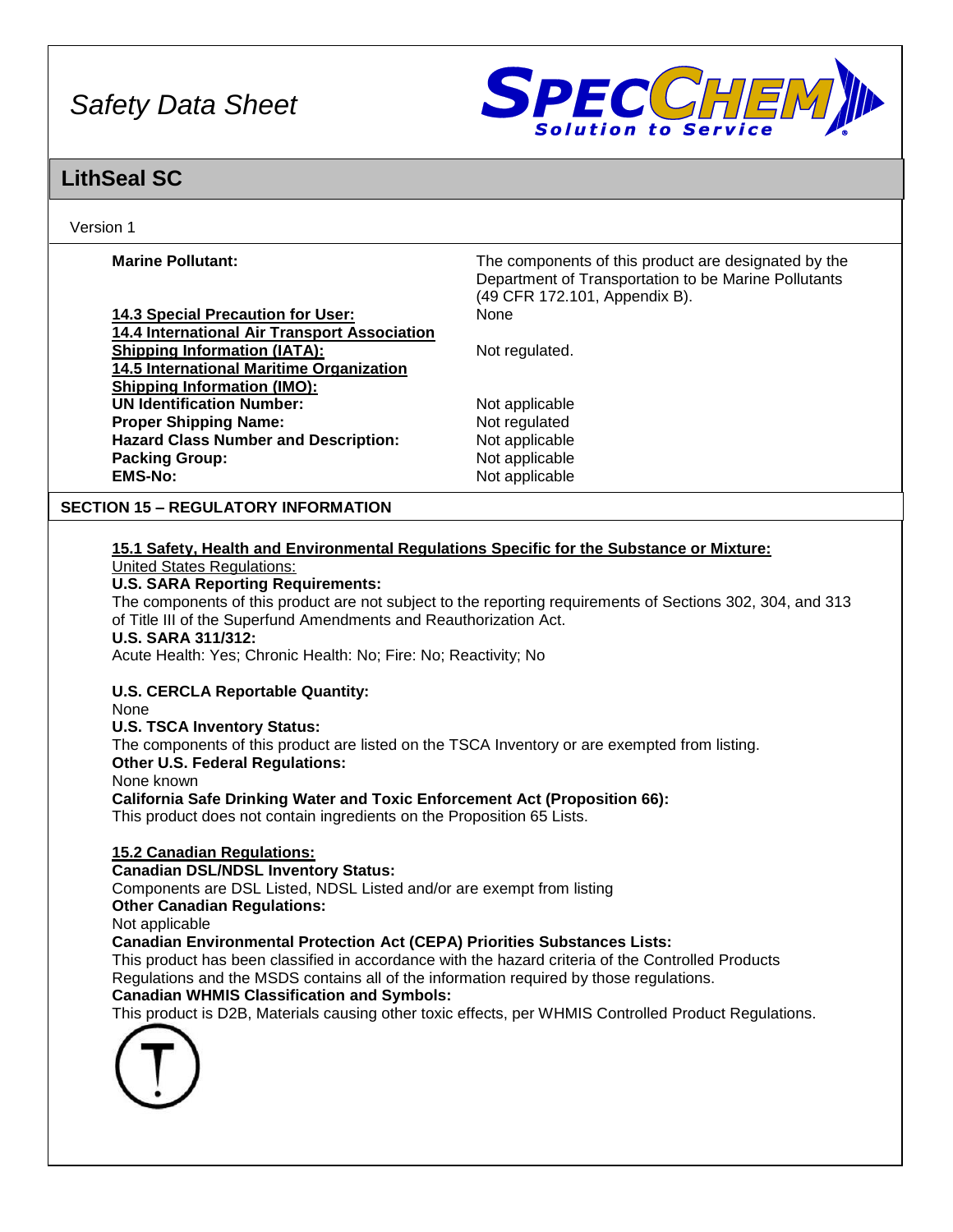**Marine Pollutant:** The components of this product are designated by the Department of Transportation to be Marine Pollutants (49 CFR 172.101, Appendix B).

**14.3 Special Precaution for User:** None

**14.4 International Air Transport Association Shipping Information (IATA):** Not regulated.

**14.5 International Maritime Organization Shipping Information (IMO):**

| | |
|---|---|
| **UN Identification Number:** | Not applicable |
| **Proper Shipping Name:** | Not regulated |
| **Hazard Class Number and Description:** | Not applicable |
| **Packing Group:** | Not applicable |
| **EMS-No:** | Not applicable |

## SECTION 15 – REGULATORY INFORMATION

**15.1 Safety, Health and Environmental Regulations Specific for the Substance or Mixture:**

United States Regulations:

**U.S. SARA Reporting Requirements:**

The components of this product are not subject to the reporting requirements of Sections 302, 304, and 313 of Title III of the Superfund Amendments and Reauthorization Act.

**U.S. SARA 311/312:**

Acute Health: Yes; Chronic Health: No; Fire: No; Reactivity; No

**U.S. CERCLA Reportable Quantity:**

None

**U.S. TSCA Inventory Status:**

The components of this product are listed on the TSCA Inventory or are exempted from listing.

**Other U.S. Federal Regulations:**

None known

**California Safe Drinking Water and Toxic Enforcement Act (Proposition 66):**

This product does not contain ingredients on the Proposition 65 Lists.

**15.2 Canadian Regulations:**

**Canadian DSL/NDSL Inventory Status:**

Components are DSL Listed, NDSL Listed and/or are exempt from listing

**Other Canadian Regulations:**

Not applicable

**Canadian Environmental Protection Act (CEPA) Priorities Substances Lists:**

This product has been classified in accordance with the hazard criteria of the Controlled Products Regulations and the MSDS contains all of the information required by those regulations.

**Canadian WHMIS Classification and Symbols:**

This product is D2B, Materials causing other toxic effects, per WHMIS Controlled Product Regulations.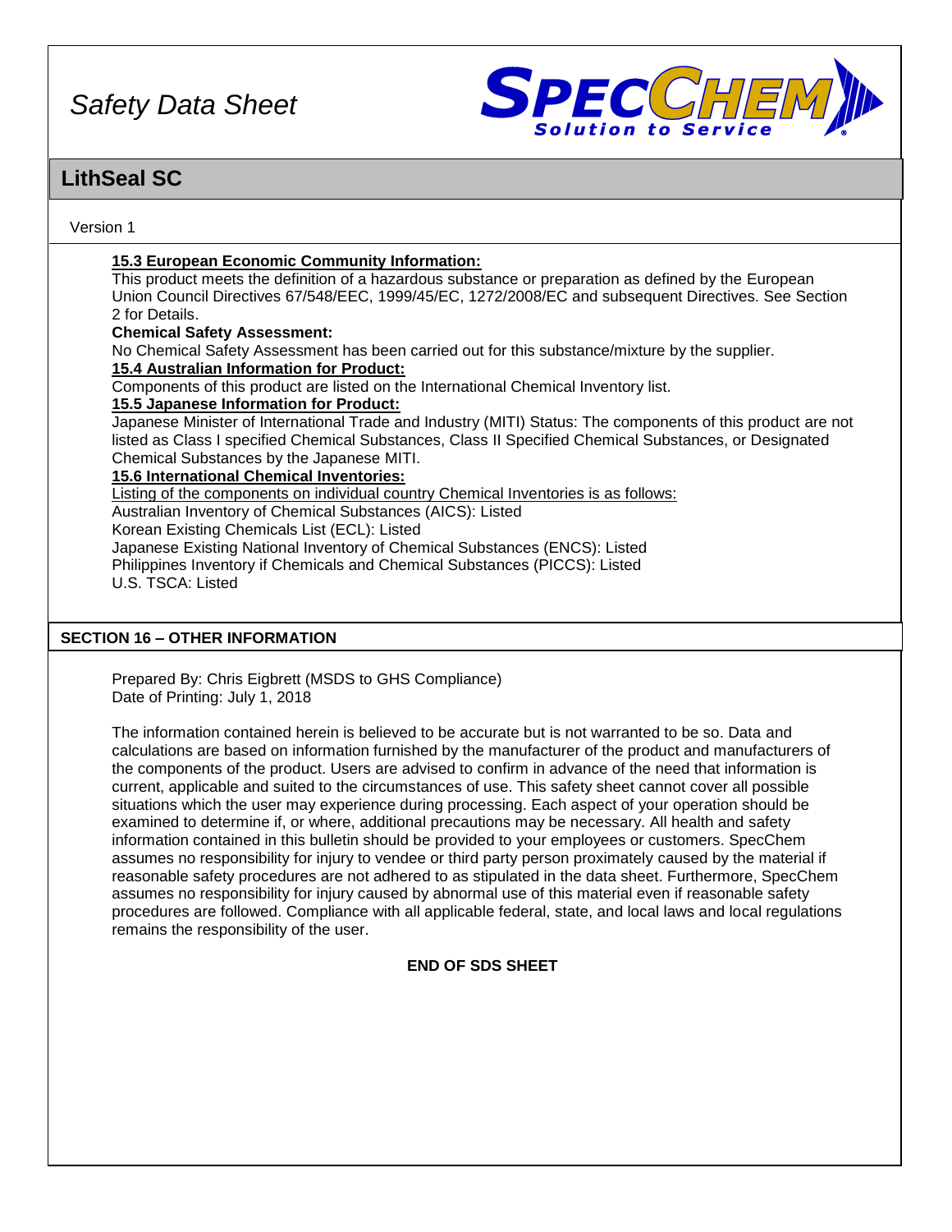**15.3 European Economic Community Information:**

This product meets the definition of a hazardous substance or preparation as defined by the European Union Council Directives 67/548/EEC, 1999/45/EC, 1272/2008/EC and subsequent Directives. See Section 2 for Details.

**Chemical Safety Assessment:**

No Chemical Safety Assessment has been carried out for this substance/mixture by the supplier.

**15.4 Australian Information for Product:**

Components of this product are listed on the International Chemical Inventory list.

**15.5 Japanese Information for Product:**

Japanese Minister of International Trade and Industry (MITI) Status: The components of this product are not listed as Class I specified Chemical Substances, Class II Specified Chemical Substances, or Designated Chemical Substances by the Japanese MITI.

**15.6 International Chemical Inventories:**

Listing of the components on individual country Chemical Inventories is as follows:

Australian Inventory of Chemical Substances (AICS): Listed
Korean Existing Chemicals List (ECL): Listed
Japanese Existing National Inventory of Chemical Substances (ENCS): Listed
Philippines Inventory if Chemicals and Chemical Substances (PICCS): Listed
U.S. TSCA: Listed

## SECTION 16 – OTHER INFORMATION

Prepared By: Chris Eigbrett (MSDS to GHS Compliance)
Date of Printing: July 1, 2018

The information contained herein is believed to be accurate but is not warranted to be so. Data and calculations are based on information furnished by the manufacturer of the product and manufacturers of the components of the product. Users are advised to confirm in advance of the need that information is current, applicable and suited to the circumstances of use. This safety sheet cannot cover all possible situations which the user may experience during processing. Each aspect of your operation should be examined to determine if, or where, additional precautions may be necessary. All health and safety information contained in this bulletin should be provided to your employees or customers. SpecChem assumes no responsibility for injury to vendee or third party person proximately caused by the material if reasonable safety procedures are not adhered to as stipulated in the data sheet. Furthermore, SpecChem assumes no responsibility for injury caused by abnormal use of this material even if reasonable safety procedures are followed. Compliance with all applicable federal, state, and local laws and local regulations remains the responsibility of the user.

**END OF SDS SHEET**